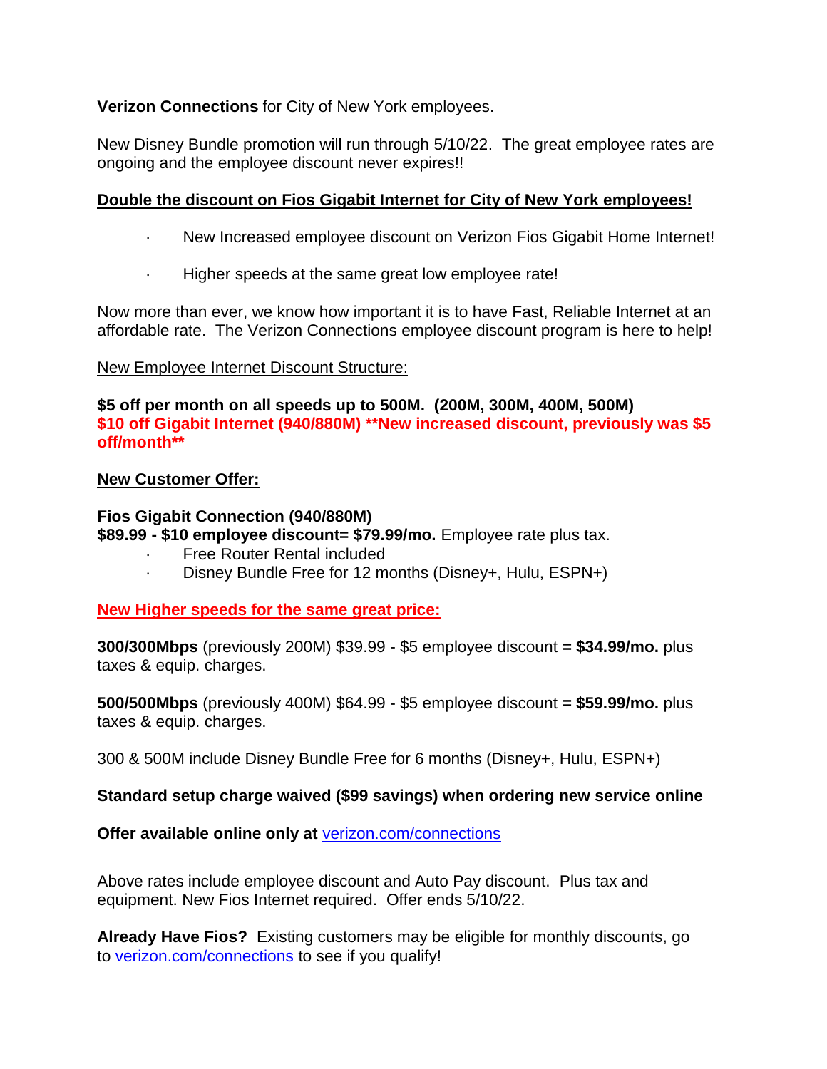**Verizon Connections** for City of New York employees.

New Disney Bundle promotion will run through 5/10/22. The great employee rates are ongoing and the employee discount never expires!!

**Double the discount on Fios Gigabit Internet for City of New York employees!**

- New Increased employee discount on Verizon Fios Gigabit Home Internet!
- Higher speeds at the same great low employee rate!

Now more than ever, we know how important it is to have Fast, Reliable Internet at an affordable rate. The Verizon Connections employee discount program is here to help!

New Employee Internet Discount Structure:

**$5 off per month on all speeds up to 500M. (200M, 300M, 400M, 500M)**
**$10 off Gigabit Internet (940/880M) **New increased discount, previously was $5 off/month****

**New Customer Offer:**

**Fios Gigabit Connection (940/880M)**
**$89.99 - $10 employee discount= $79.99/mo.** Employee rate plus tax.

- Free Router Rental included
- Disney Bundle Free for 12 months (Disney+, Hulu, ESPN+)

**New Higher speeds for the same great price:**

**300/300Mbps** (previously 200M) $39.99 - $5 employee discount **= $34.99/mo.** plus taxes & equip. charges.

**500/500Mbps** (previously 400M) $64.99 - $5 employee discount **= $59.99/mo.** plus taxes & equip. charges.

300 & 500M include Disney Bundle Free for 6 months (Disney+, Hulu, ESPN+)

**Standard setup charge waived ($99 savings) when ordering new service online**

**Offer available online only at** verizon.com/connections

Above rates include employee discount and Auto Pay discount. Plus tax and equipment. New Fios Internet required. Offer ends 5/10/22.

**Already Have Fios?** Existing customers may be eligible for monthly discounts, go to verizon.com/connections to see if you qualify!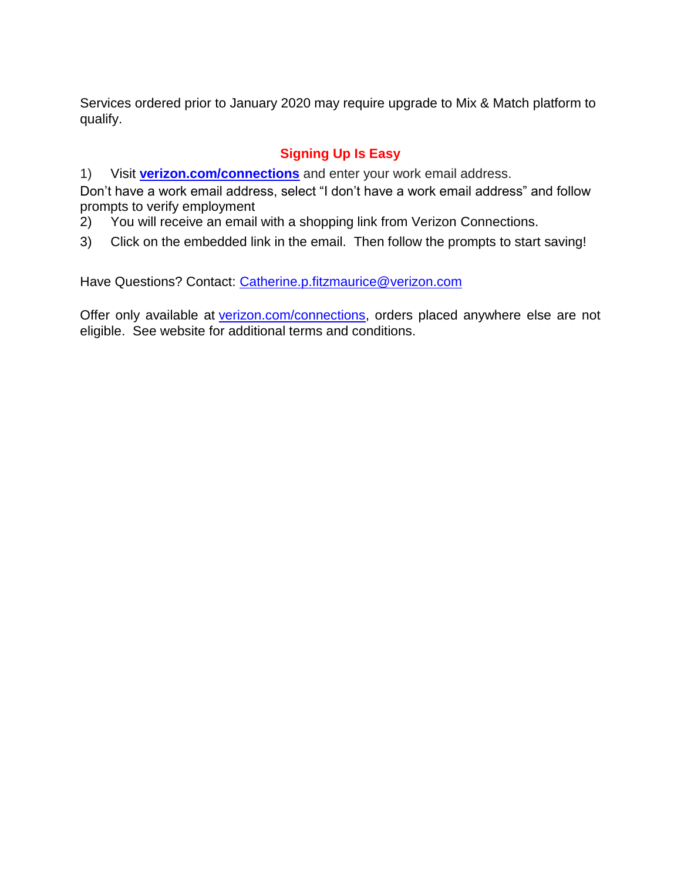Services ordered prior to January 2020 may require upgrade to Mix & Match platform to qualify.

## Signing Up Is Easy

1) Visit **verizon.com/connections** and enter your work email address.

Don't have a work email address, select "I don't have a work email address" and follow prompts to verify employment

2) You will receive an email with a shopping link from Verizon Connections.

3) Click on the embedded link in the email. Then follow the prompts to start saving!

Have Questions? Contact: Catherine.p.fitzmaurice@verizon.com

Offer only available at verizon.com/connections, orders placed anywhere else are not eligible. See website for additional terms and conditions.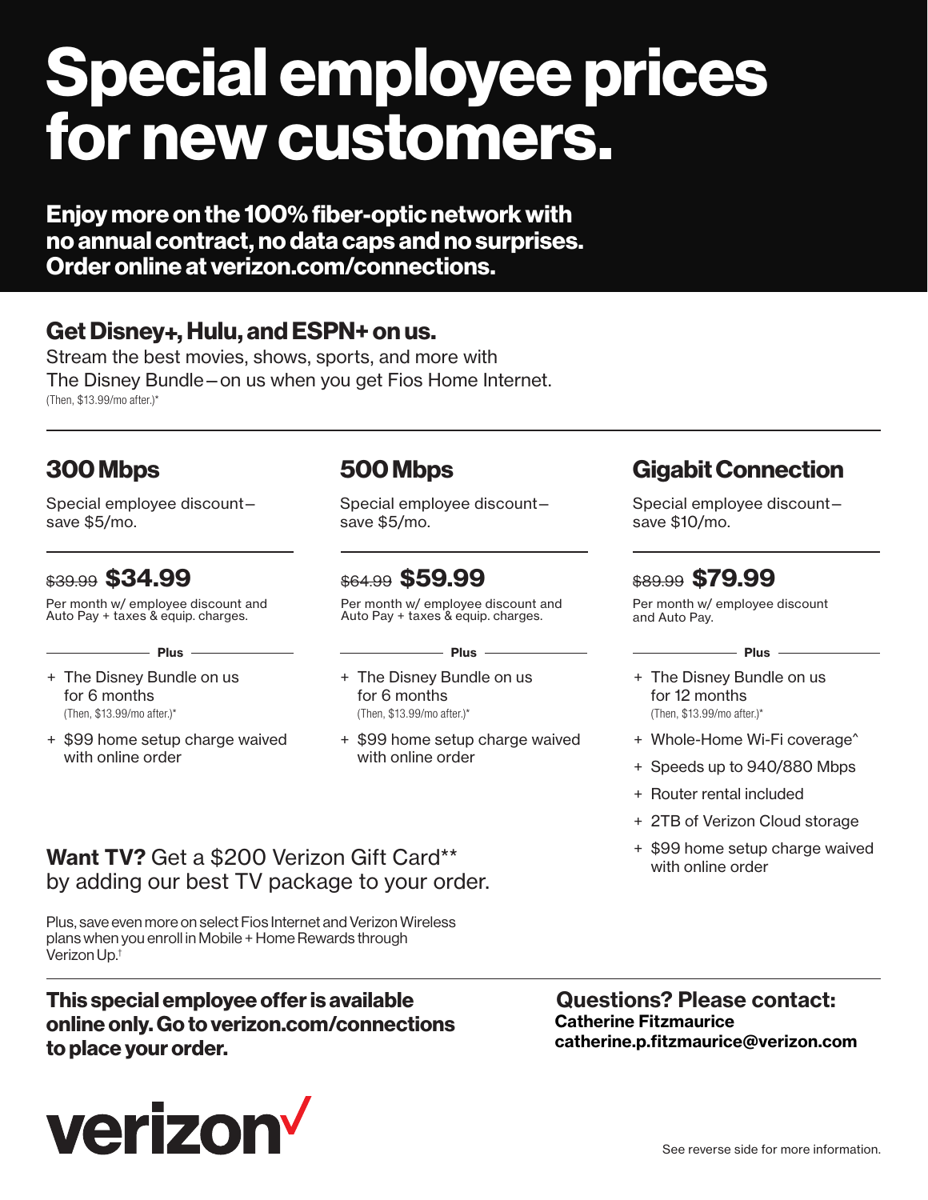# Special employee prices for new customers.

**Enjoy more on the 100% fiber-optic network with no annual contract, no data caps and no surprises. Order online at verizon.com/connections.**

## Get Disney+, Hulu, and ESPN+ on us.

Stream the best movies, shows, sports, and more with The Disney Bundle—on us when you get Fios Home Internet.
(Then, $13.99/mo after.)*

### 300 Mbps

Special employee discount—save $5/mo.

~~$39.99~~ **$34.99**

Per month w/ employee discount and Auto Pay + taxes & equip. charges.

Plus

- The Disney Bundle on us for 6 months (Then, $13.99/mo after.)*
- $99 home setup charge waived with online order

### 500 Mbps

Special employee discount—save $5/mo.

~~$64.99~~ **$59.99**

Per month w/ employee discount and Auto Pay + taxes & equip. charges.

Plus

- The Disney Bundle on us for 6 months (Then, $13.99/mo after.)*
- $99 home setup charge waived with online order

### Gigabit Connection

Special employee discount—save $10/mo.

~~$89.99~~ **$79.99**

Per month w/ employee discount and Auto Pay.

Plus

- The Disney Bundle on us for 12 months (Then, $13.99/mo after.)*
- Whole-Home Wi-Fi coverage^
- Speeds up to 940/880 Mbps
- Router rental included
- 2TB of Verizon Cloud storage
- $99 home setup charge waived with online order

**Want TV?** Get a $200 Verizon Gift Card** by adding our best TV package to your order.

Plus, save even more on select Fios Internet and Verizon Wireless plans when you enroll in Mobile + Home Rewards through Verizon Up.[†]

**This special employee offer is available online only. Go to verizon.com/connections to place your order.**

**Questions? Please contact:**
**Catherine Fitzmaurice**
**catherine.p.fitzmaurice@verizon.com**

verizon

See reverse side for more information.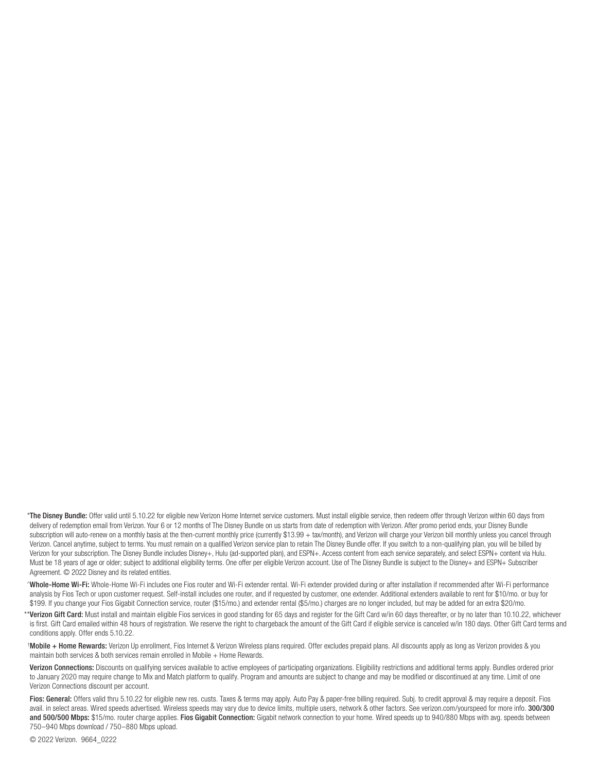*The Disney Bundle: Offer valid until 5.10.22 for eligible new Verizon Home Internet service customers. Must install eligible service, then redeem offer through Verizon within 60 days from delivery of redemption email from Verizon. Your 6 or 12 months of The Disney Bundle on us starts from date of redemption with Verizon. After promo period ends, your Disney Bundle subscription will auto-renew on a monthly basis at the then-current monthly price (currently $13.99 + tax/month), and Verizon will charge your Verizon bill monthly unless you cancel through Verizon. Cancel anytime, subject to terms. You must remain on a qualified Verizon service plan to retain The Disney Bundle offer. If you switch to a non-qualifying plan, you will be billed by Verizon for your subscription. The Disney Bundle includes Disney+, Hulu (ad-supported plan), and ESPN+. Access content from each service separately, and select ESPN+ content via Hulu. Must be 18 years of age or older; subject to additional eligibility terms. One offer per eligible Verizon account. Use of The Disney Bundle is subject to the Disney+ and ESPN+ Subscriber Agreement. © 2022 Disney and its related entities.

^Whole-Home Wi-Fi: Whole-Home Wi-Fi includes one Fios router and Wi-Fi extender rental. Wi-Fi extender provided during or after installation if recommended after Wi-Fi performance analysis by Fios Tech or upon customer request. Self-install includes one router, and if requested by customer, one extender. Additional extenders available to rent for $10/mo. or buy for $199. If you change your Fios Gigabit Connection service, router ($15/mo.) and extender rental ($5/mo.) charges are no longer included, but may be added for an extra $20/mo.

**Verizon Gift Card: Must install and maintain eligible Fios services in good standing for 65 days and register for the Gift Card w/in 60 days thereafter, or by no later than 10.10.22, whichever is first. Gift Card emailed within 48 hours of registration. We reserve the right to chargeback the amount of the Gift Card if eligible service is canceled w/in 180 days. Other Gift Card terms and conditions apply. Offer ends 5.10.22.

†Mobile + Home Rewards: Verizon Up enrollment, Fios Internet & Verizon Wireless plans required. Offer excludes prepaid plans. All discounts apply as long as Verizon provides & you maintain both services & both services remain enrolled in Mobile + Home Rewards.

**Verizon Connections:** Discounts on qualifying services available to active employees of participating organizations. Eligibility restrictions and additional terms apply. Bundles ordered prior to January 2020 may require change to Mix and Match platform to qualify. Program and amounts are subject to change and may be modified or discontinued at any time. Limit of one Verizon Connections discount per account.

**Fios: General:** Offers valid thru 5.10.22 for eligible new res. custs. Taxes & terms may apply. Auto Pay & paper-free billing required. Subj. to credit approval & may require a deposit. Fios avail. in select areas. Wired speeds advertised. Wireless speeds may vary due to device limits, multiple users, network & other factors. See verizon.com/yourspeed for more info. **300/300 and 500/500 Mbps:** $15/mo. router charge applies. **Fios Gigabit Connection:** Gigabit network connection to your home. Wired speeds up to 940/880 Mbps with avg. speeds between 750–940 Mbps download / 750–880 Mbps upload.

© 2022 Verizon. 9664_0222